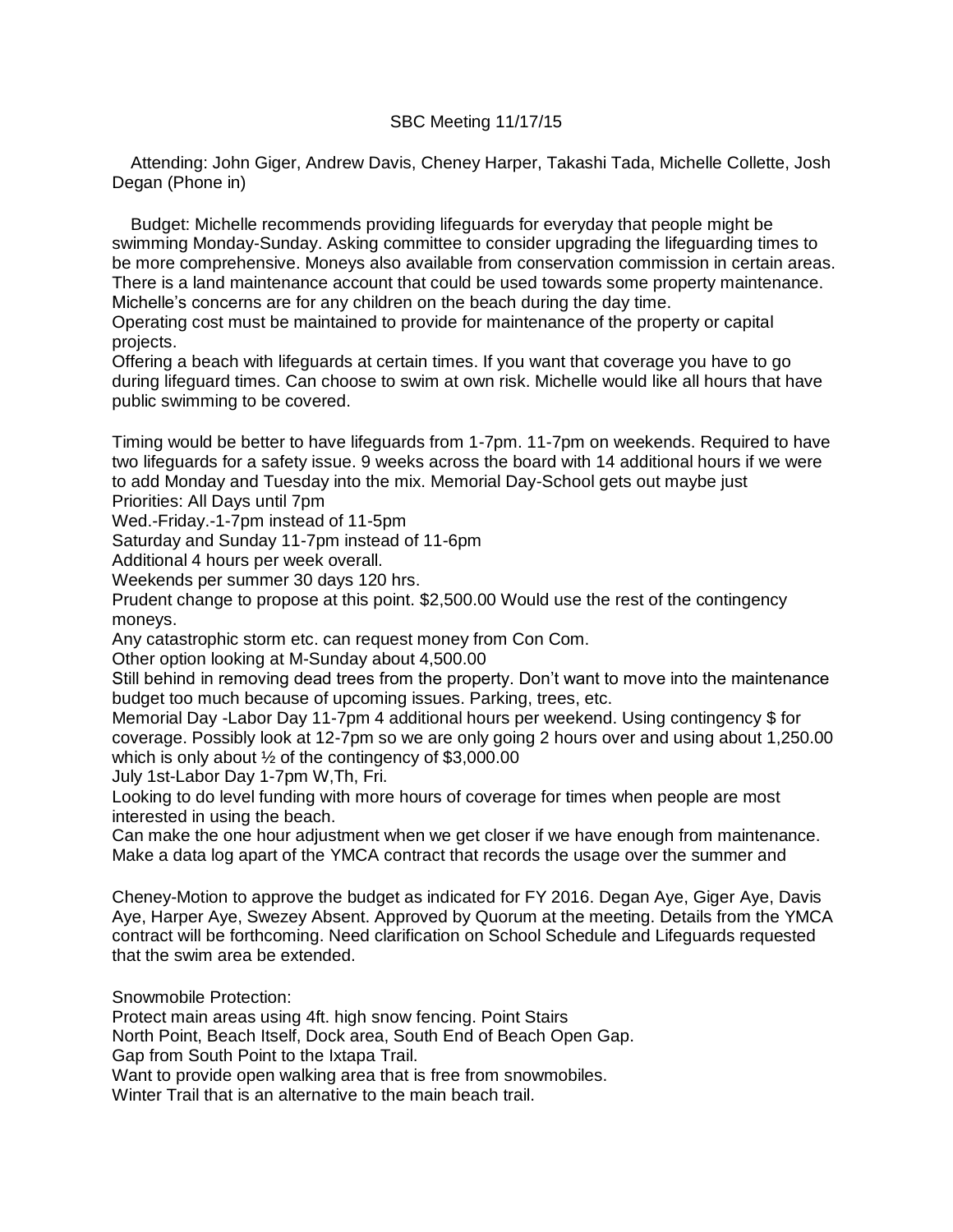# SBC Meeting 11/17/15

Attending: John Giger, Andrew Davis, Cheney Harper, Takashi Tada, Michelle Collette, Josh Degan (Phone in)

Budget: Michelle recommends providing lifeguards for everyday that people might be swimming Monday-Sunday. Asking committee to consider upgrading the lifeguarding times to be more comprehensive. Moneys also available from conservation commission in certain areas. There is a land maintenance account that could be used towards some property maintenance. Michelle's concerns are for any children on the beach during the day time.
Operating cost must be maintained to provide for maintenance of the property or capital projects.
Offering a beach with lifeguards at certain times. If you want that coverage you have to go during lifeguard times. Can choose to swim at own risk. Michelle would like all hours that have public swimming to be covered.

Timing would be better to have lifeguards from 1-7pm. 11-7pm on weekends. Required to have two lifeguards for a safety issue. 9 weeks across the board with 14 additional hours if we were to add Monday and Tuesday into the mix. Memorial Day-School gets out maybe just
Priorities: All Days until 7pm
Wed.-Friday.-1-7pm instead of 11-5pm
Saturday and Sunday 11-7pm instead of 11-6pm
Additional 4 hours per week overall.
Weekends per summer 30 days 120 hrs.
Prudent change to propose at this point. $2,500.00 Would use the rest of the contingency moneys.
Any catastrophic storm etc. can request money from Con Com.
Other option looking at M-Sunday about 4,500.00
Still behind in removing dead trees from the property. Don't want to move into the maintenance budget too much because of upcoming issues. Parking, trees, etc.
Memorial Day -Labor Day 11-7pm 4 additional hours per weekend. Using contingency $ for coverage. Possibly look at 12-7pm so we are only going 2 hours over and using about 1,250.00 which is only about ½ of the contingency of $3,000.00
July 1st-Labor Day 1-7pm W,Th, Fri.
Looking to do level funding with more hours of coverage for times when people are most interested in using the beach.
Can make the one hour adjustment when we get closer if we have enough from maintenance.
Make a data log apart of the YMCA contract that records the usage over the summer and

Cheney-Motion to approve the budget as indicated for FY 2016. Degan Aye, Giger Aye, Davis Aye, Harper Aye, Swezey Absent. Approved by Quorum at the meeting. Details from the YMCA contract will be forthcoming. Need clarification on School Schedule and Lifeguards requested that the swim area be extended.

Snowmobile Protection:
Protect main areas using 4ft. high snow fencing. Point Stairs
North Point, Beach Itself, Dock area, South End of Beach Open Gap.
Gap from South Point to the Ixtapa Trail.
Want to provide open walking area that is free from snowmobiles.
Winter Trail that is an alternative to the main beach trail.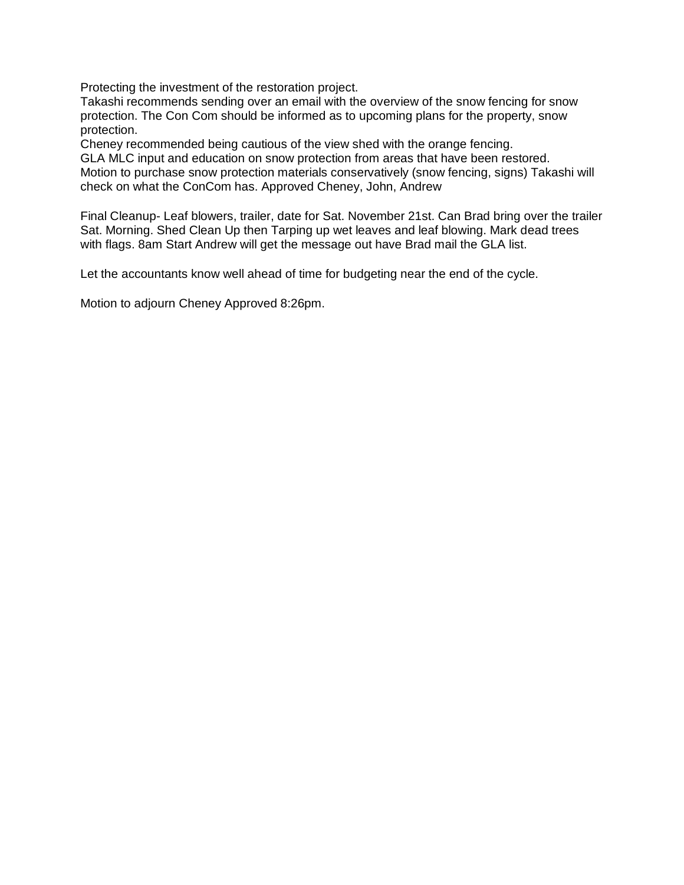Protecting the investment of the restoration project.
Takashi recommends sending over an email with the overview of the snow fencing for snow protection. The Con Com should be informed as to upcoming plans for the property, snow protection.
Cheney recommended being cautious of the view shed with the orange fencing.
GLA MLC input and education on snow protection from areas that have been restored.
Motion to purchase snow protection materials conservatively (snow fencing, signs) Takashi will check on what the ConCom has. Approved Cheney, John, Andrew

Final Cleanup- Leaf blowers, trailer, date for Sat. November 21st. Can Brad bring over the trailer Sat. Morning. Shed Clean Up then Tarping up wet leaves and leaf blowing. Mark dead trees with flags. 8am Start Andrew will get the message out have Brad mail the GLA list.

Let the accountants know well ahead of time for budgeting near the end of the cycle.

Motion to adjourn Cheney Approved 8:26pm.